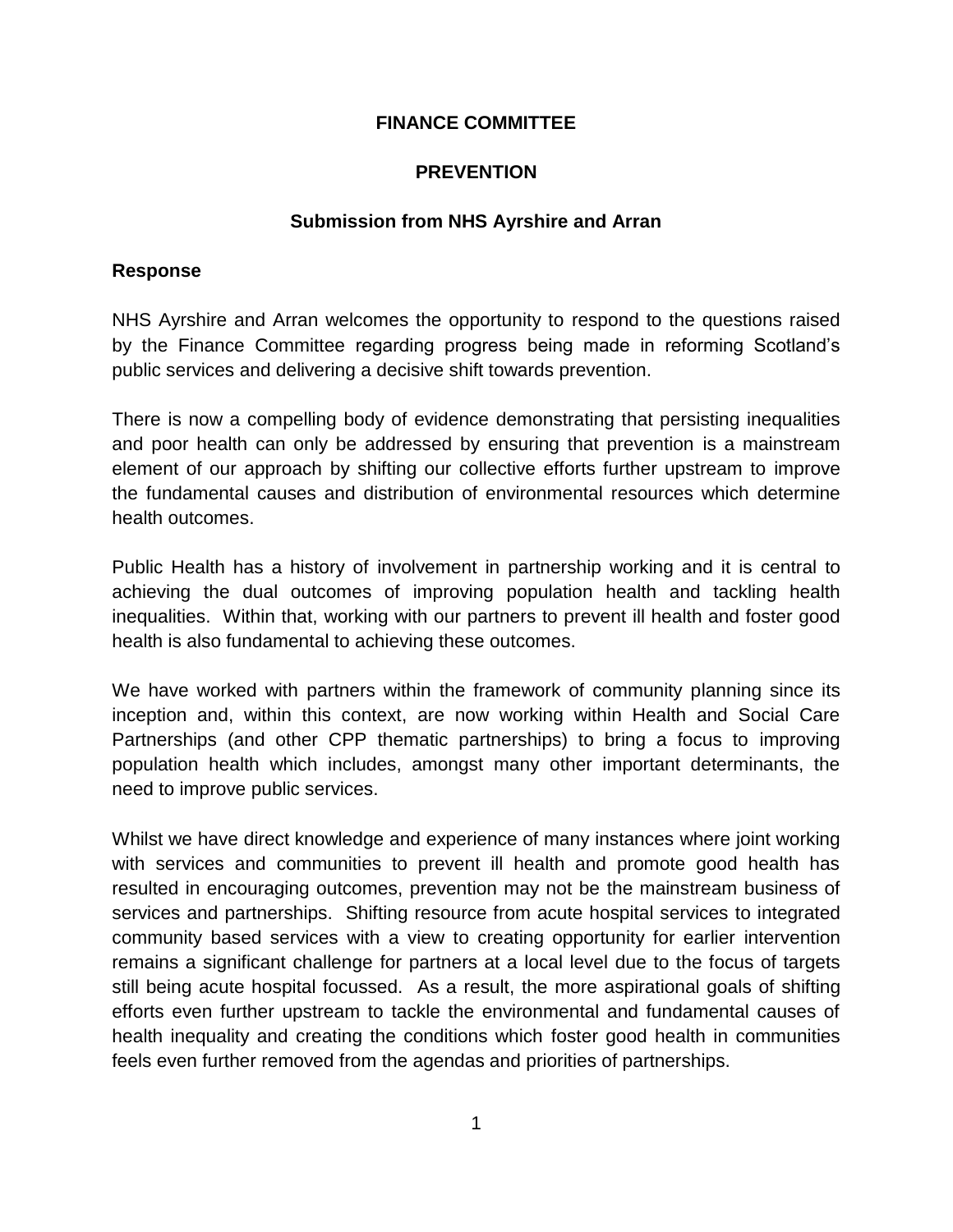# FINANCE COMMITTEE

## PREVENTION

### Submission from NHS Ayrshire and Arran

**Response**

NHS Ayrshire and Arran welcomes the opportunity to respond to the questions raised by the Finance Committee regarding progress being made in reforming Scotland's public services and delivering a decisive shift towards prevention.

There is now a compelling body of evidence demonstrating that persisting inequalities and poor health can only be addressed by ensuring that prevention is a mainstream element of our approach by shifting our collective efforts further upstream to improve the fundamental causes and distribution of environmental resources which determine health outcomes.

Public Health has a history of involvement in partnership working and it is central to achieving the dual outcomes of improving population health and tackling health inequalities. Within that, working with our partners to prevent ill health and foster good health is also fundamental to achieving these outcomes.

We have worked with partners within the framework of community planning since its inception and, within this context, are now working within Health and Social Care Partnerships (and other CPP thematic partnerships) to bring a focus to improving population health which includes, amongst many other important determinants, the need to improve public services.

Whilst we have direct knowledge and experience of many instances where joint working with services and communities to prevent ill health and promote good health has resulted in encouraging outcomes, prevention may not be the mainstream business of services and partnerships. Shifting resource from acute hospital services to integrated community based services with a view to creating opportunity for earlier intervention remains a significant challenge for partners at a local level due to the focus of targets still being acute hospital focussed. As a result, the more aspirational goals of shifting efforts even further upstream to tackle the environmental and fundamental causes of health inequality and creating the conditions which foster good health in communities feels even further removed from the agendas and priorities of partnerships.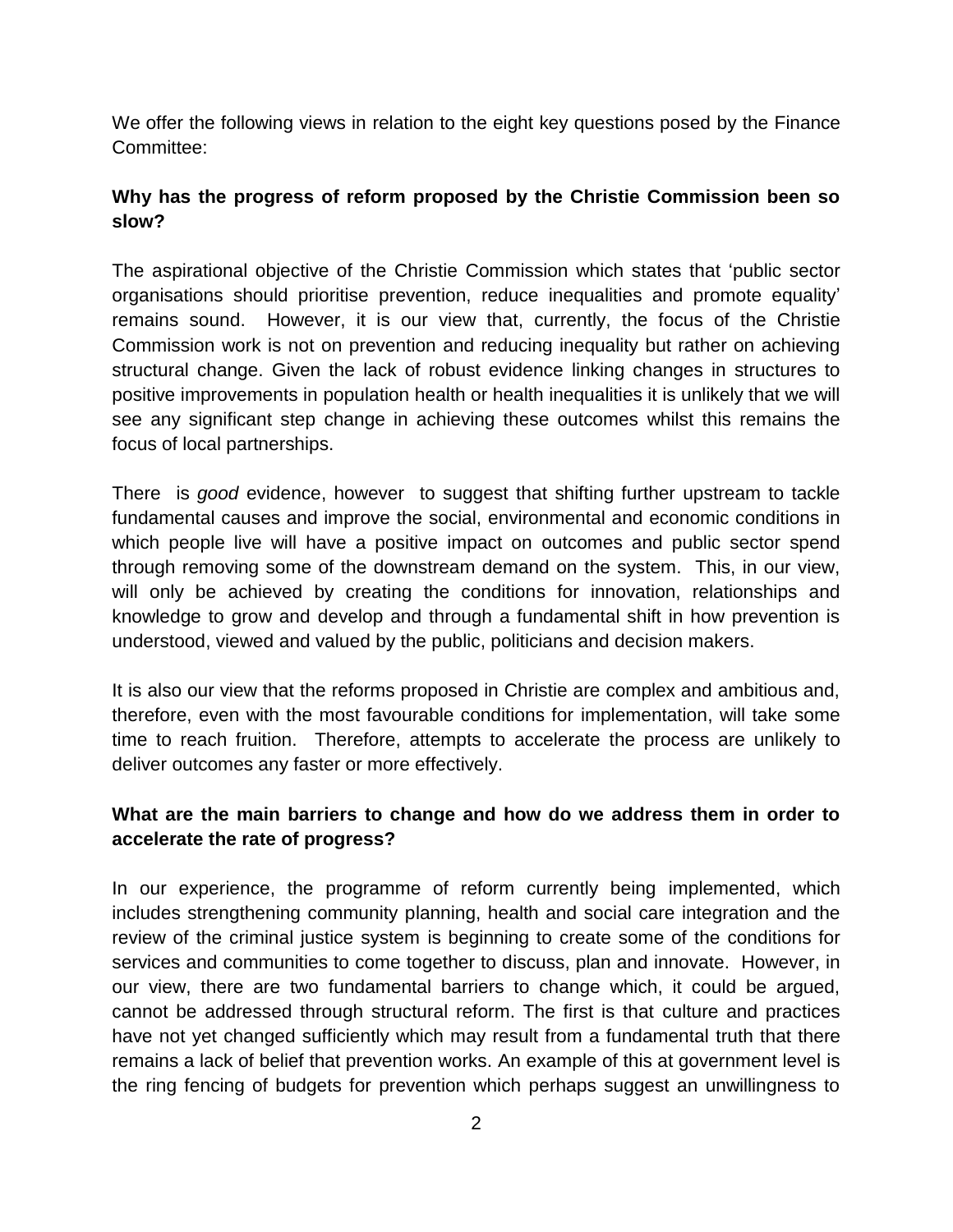We offer the following views in relation to the eight key questions posed by the Finance Committee:

**Why has the progress of reform proposed by the Christie Commission been so slow?**

The aspirational objective of the Christie Commission which states that 'public sector organisations should prioritise prevention, reduce inequalities and promote equality' remains sound. However, it is our view that, currently, the focus of the Christie Commission work is not on prevention and reducing inequality but rather on achieving structural change. Given the lack of robust evidence linking changes in structures to positive improvements in population health or health inequalities it is unlikely that we will see any significant step change in achieving these outcomes whilst this remains the focus of local partnerships.

There is *good* evidence, however to suggest that shifting further upstream to tackle fundamental causes and improve the social, environmental and economic conditions in which people live will have a positive impact on outcomes and public sector spend through removing some of the downstream demand on the system. This, in our view, will only be achieved by creating the conditions for innovation, relationships and knowledge to grow and develop and through a fundamental shift in how prevention is understood, viewed and valued by the public, politicians and decision makers.

It is also our view that the reforms proposed in Christie are complex and ambitious and, therefore, even with the most favourable conditions for implementation, will take some time to reach fruition. Therefore, attempts to accelerate the process are unlikely to deliver outcomes any faster or more effectively.

**What are the main barriers to change and how do we address them in order to accelerate the rate of progress?**

In our experience, the programme of reform currently being implemented, which includes strengthening community planning, health and social care integration and the review of the criminal justice system is beginning to create some of the conditions for services and communities to come together to discuss, plan and innovate. However, in our view, there are two fundamental barriers to change which, it could be argued, cannot be addressed through structural reform. The first is that culture and practices have not yet changed sufficiently which may result from a fundamental truth that there remains a lack of belief that prevention works. An example of this at government level is the ring fencing of budgets for prevention which perhaps suggest an unwillingness to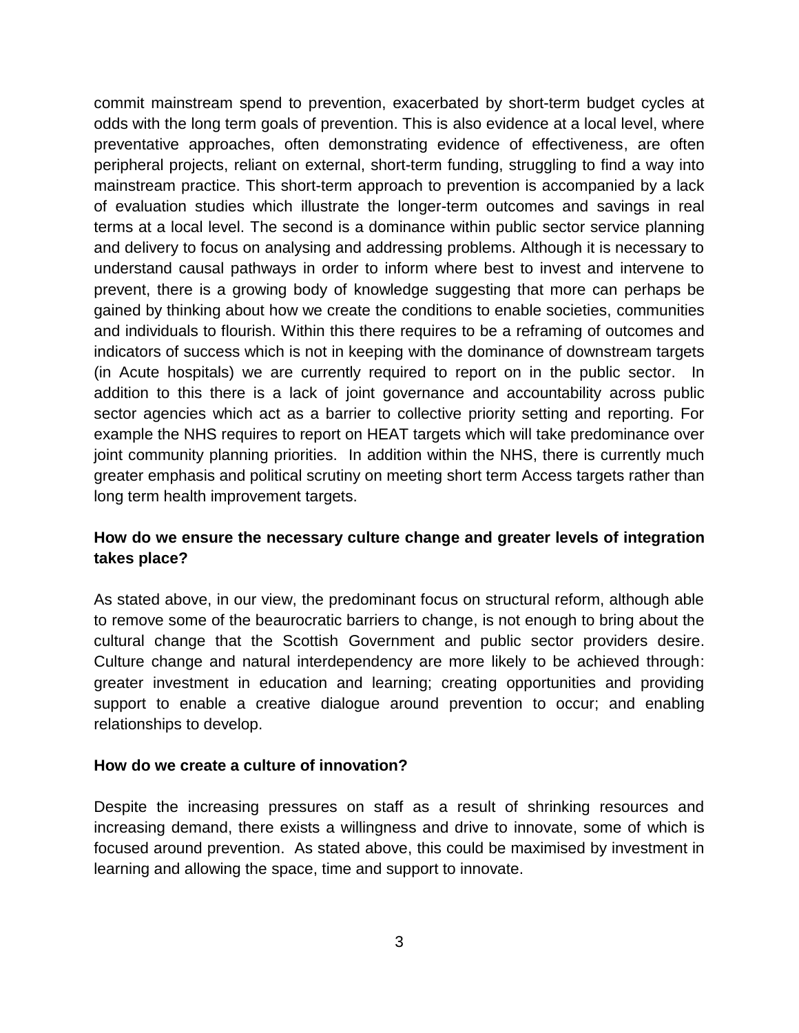commit mainstream spend to prevention, exacerbated by short-term budget cycles at odds with the long term goals of prevention. This is also evidence at a local level, where preventative approaches, often demonstrating evidence of effectiveness, are often peripheral projects, reliant on external, short-term funding, struggling to find a way into mainstream practice. This short-term approach to prevention is accompanied by a lack of evaluation studies which illustrate the longer-term outcomes and savings in real terms at a local level. The second is a dominance within public sector service planning and delivery to focus on analysing and addressing problems. Although it is necessary to understand causal pathways in order to inform where best to invest and intervene to prevent, there is a growing body of knowledge suggesting that more can perhaps be gained by thinking about how we create the conditions to enable societies, communities and individuals to flourish. Within this there requires to be a reframing of outcomes and indicators of success which is not in keeping with the dominance of downstream targets (in Acute hospitals) we are currently required to report on in the public sector. In addition to this there is a lack of joint governance and accountability across public sector agencies which act as a barrier to collective priority setting and reporting. For example the NHS requires to report on HEAT targets which will take predominance over joint community planning priorities. In addition within the NHS, there is currently much greater emphasis and political scrutiny on meeting short term Access targets rather than long term health improvement targets.

**How do we ensure the necessary culture change and greater levels of integration takes place?**

As stated above, in our view, the predominant focus on structural reform, although able to remove some of the beaurocratic barriers to change, is not enough to bring about the cultural change that the Scottish Government and public sector providers desire. Culture change and natural interdependency are more likely to be achieved through: greater investment in education and learning; creating opportunities and providing support to enable a creative dialogue around prevention to occur; and enabling relationships to develop.

**How do we create a culture of innovation?**

Despite the increasing pressures on staff as a result of shrinking resources and increasing demand, there exists a willingness and drive to innovate, some of which is focused around prevention. As stated above, this could be maximised by investment in learning and allowing the space, time and support to innovate.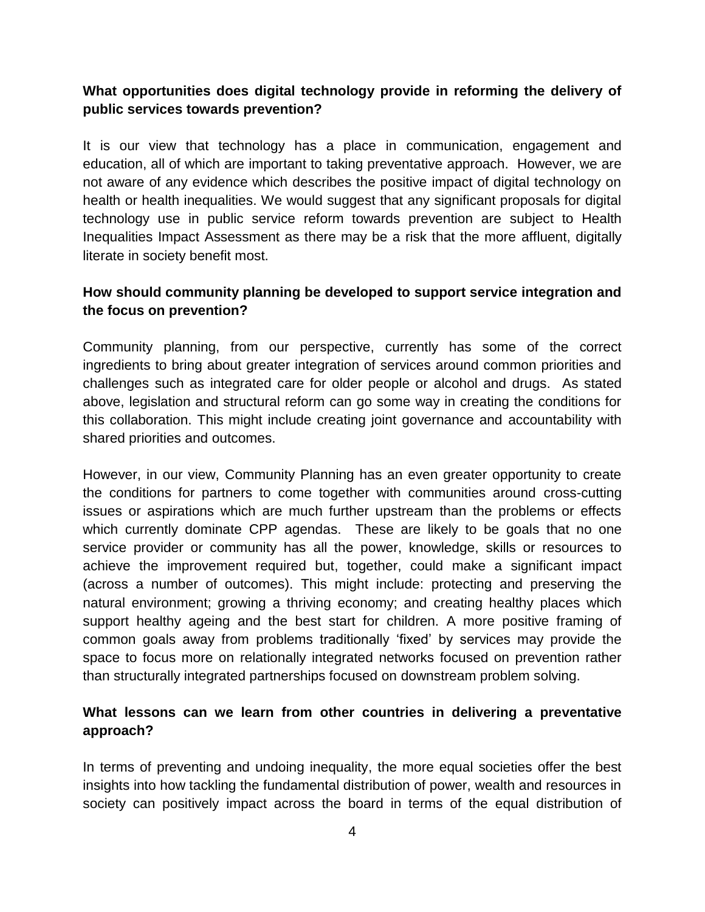**What opportunities does digital technology provide in reforming the delivery of public services towards prevention?**

It is our view that technology has a place in communication, engagement and education, all of which are important to taking preventative approach. However, we are not aware of any evidence which describes the positive impact of digital technology on health or health inequalities. We would suggest that any significant proposals for digital technology use in public service reform towards prevention are subject to Health Inequalities Impact Assessment as there may be a risk that the more affluent, digitally literate in society benefit most.

**How should community planning be developed to support service integration and the focus on prevention?**

Community planning, from our perspective, currently has some of the correct ingredients to bring about greater integration of services around common priorities and challenges such as integrated care for older people or alcohol and drugs. As stated above, legislation and structural reform can go some way in creating the conditions for this collaboration. This might include creating joint governance and accountability with shared priorities and outcomes.

However, in our view, Community Planning has an even greater opportunity to create the conditions for partners to come together with communities around cross-cutting issues or aspirations which are much further upstream than the problems or effects which currently dominate CPP agendas. These are likely to be goals that no one service provider or community has all the power, knowledge, skills or resources to achieve the improvement required but, together, could make a significant impact (across a number of outcomes). This might include: protecting and preserving the natural environment; growing a thriving economy; and creating healthy places which support healthy ageing and the best start for children. A more positive framing of common goals away from problems traditionally 'fixed' by services may provide the space to focus more on relationally integrated networks focused on prevention rather than structurally integrated partnerships focused on downstream problem solving.

**What lessons can we learn from other countries in delivering a preventative approach?**

In terms of preventing and undoing inequality, the more equal societies offer the best insights into how tackling the fundamental distribution of power, wealth and resources in society can positively impact across the board in terms of the equal distribution of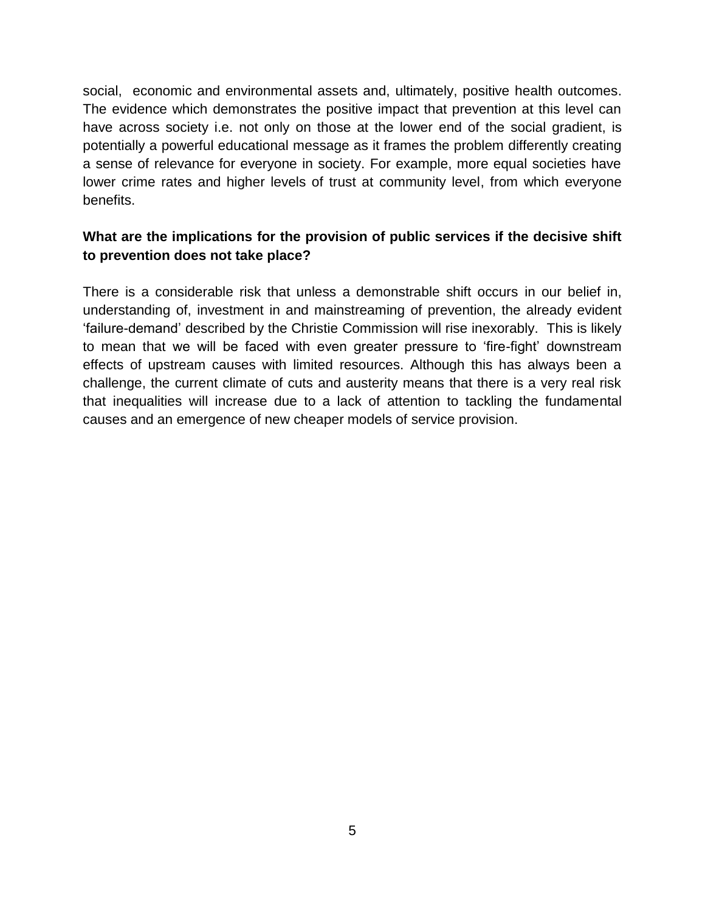social, economic and environmental assets and, ultimately, positive health outcomes. The evidence which demonstrates the positive impact that prevention at this level can have across society i.e. not only on those at the lower end of the social gradient, is potentially a powerful educational message as it frames the problem differently creating a sense of relevance for everyone in society. For example, more equal societies have lower crime rates and higher levels of trust at community level, from which everyone benefits.

**What are the implications for the provision of public services if the decisive shift to prevention does not take place?**

There is a considerable risk that unless a demonstrable shift occurs in our belief in, understanding of, investment in and mainstreaming of prevention, the already evident 'failure-demand' described by the Christie Commission will rise inexorably. This is likely to mean that we will be faced with even greater pressure to 'fire-fight' downstream effects of upstream causes with limited resources. Although this has always been a challenge, the current climate of cuts and austerity means that there is a very real risk that inequalities will increase due to a lack of attention to tackling the fundamental causes and an emergence of new cheaper models of service provision.